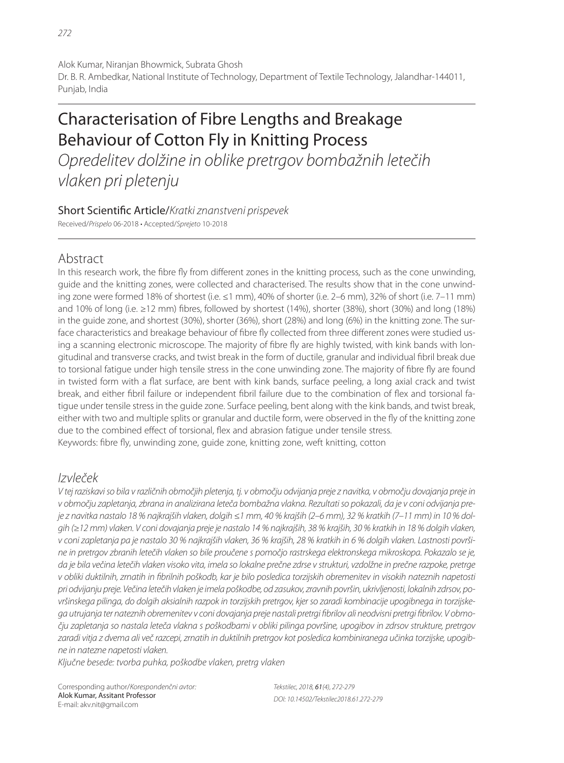Alok Kumar, Niranjan Bhowmick, Subrata Ghosh
Dr. B. R. Ambedkar, National Institute of Technology, Department of Textile Technology, Jalandhar-144011, Punjab, India

# Characterisation of Fibre Lengths and Breakage Behaviour of Cotton Fly in Knitting Process

*Opredelitev dolžine in oblike pretrgov bombažnih letečih vlaken pri pletenju*

Short Scientific Article/*Kratki znanstveni prispevek*

Received/*Prispelo* 06-2018 • Accepted/*Sprejeto* 10-2018

## Abstract

In this research work, the fibre fly from different zones in the knitting process, such as the cone unwinding, guide and the knitting zones, were collected and characterised. The results show that in the cone unwinding zone were formed 18% of shortest (i.e. ≤1 mm), 40% of shorter (i.e. 2–6 mm), 32% of short (i.e. 7–11 mm) and 10% of long (i.e. ≥12 mm) fibres, followed by shortest (14%), shorter (38%), short (30%) and long (18%) in the guide zone, and shortest (30%), shorter (36%), short (28%) and long (6%) in the knitting zone. The surface characteristics and breakage behaviour of fibre fly collected from three different zones were studied using a scanning electronic microscope. The majority of fibre fly are highly twisted, with kink bands with longitudinal and transverse cracks, and twist break in the form of ductile, granular and individual fibril break due to torsional fatigue under high tensile stress in the cone unwinding zone. The majority of fibre fly are found in twisted form with a flat surface, are bent with kink bands, surface peeling, a long axial crack and twist break, and either fibril failure or independent fibril failure due to the combination of flex and torsional fatigue under tensile stress in the guide zone. Surface peeling, bent along with the kink bands, and twist break, either with two and multiple splits or granular and ductile form, were observed in the fly of the knitting zone due to the combined effect of torsional, flex and abrasion fatigue under tensile stress.

Keywords: fibre fly, unwinding zone, guide zone, knitting zone, weft knitting, cotton

## *Izvleček*

*V tej raziskavi so bila v različnih območjih pletenja, tj. v območju odvijanja preje z navitka, v območju dovajanja preje in v območju zapletanja, zbrana in analizirana leteča bombažna vlakna. Rezultati so pokazali, da je v coni odvijanja preje z navitka nastalo 18 % najkrajših vlaken, dolgih ≤1 mm, 40 % krajših (2–6 mm), 32 % kratkih (7–11 mm) in 10 % dolgih (≥12 mm) vlaken. V coni dovajanja preje je nastalo 14 % najkrajših, 38 % krajših, 30 % kratkih in 18 % dolgih vlaken, v coni zapletanja pa je nastalo 30 % najkrajših vlaken, 36 % krajših, 28 % kratkih in 6 % dolgih vlaken. Lastnosti površine in pretrgov zbranih letečih vlaken so bile proučene s pomočjo rastrskega elektronskega mikroskopa. Pokazalo se je, da je bila večina letečih vlaken visoko vita, imela so lokalne prečne zdrse v strukturi, vzdolžne in prečne razpoke, pretrge v obliki duktilnih, zrnatih in fibrilnih poškodb, kar je bilo posledica torzijskih obremenitev in visokih nateznih napetosti pri odvijanju preje. Večina letečih vlaken je imela poškodbe, od zasukov, zravnih površin, ukrivljenosti, lokalnih zdrsov, površinskega pilinga, do dolgih aksialnih razpok in torzijskih pretrgov, kjer so zaradi kombinacije upogibnega in torzijskega utrujanja ter nateznih obremenitev v coni dovajanja preje nastali pretrgi fibrilov ali neodvisni pretrgi fibrilov. V območju zapletanja so nastala leteča vlakna s poškodbami v obliki pilinga površine, upogibov in zdrsov strukture, pretrgov zaradi vitja z dvema ali več razcepi, zrnatih in duktilnih pretrgov kot posledica kombiniranega učinka torzijske, upogibne in natezne napetosti vlaken.*

*Ključne besede: tvorba puhka, poškodbe vlaken, pretrg vlaken*

Corresponding author/*Korespondenčni avtor:*
Alok Kumar, Assitant Professor
E-mail: akv.nit@gmail.com

*Tekstilec, 2018, 61(4), 272-279*
*DOI: 10.14502/Tekstilec2018.61.272-279*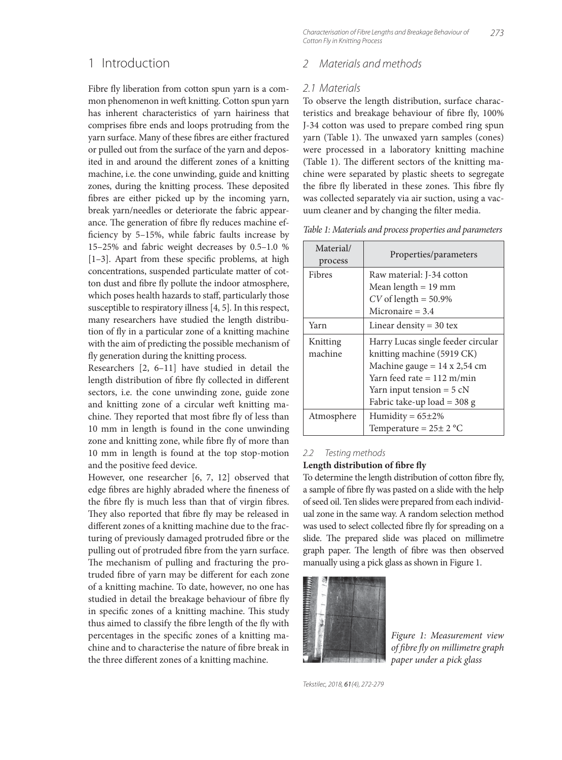# 1 Introduction

Fibre fly liberation from cotton spun yarn is a common phenomenon in weft knitting. Cotton spun yarn has inherent characteristics of yarn hairiness that comprises fibre ends and loops protruding from the yarn surface. Many of these fibres are either fractured or pulled out from the surface of the yarn and deposited in and around the different zones of a knitting machine, i.e. the cone unwinding, guide and knitting zones, during the knitting process. These deposited fibres are either picked up by the incoming yarn, break yarn/needles or deteriorate the fabric appearance. The generation of fibre fly reduces machine efficiency by 5–15%, while fabric faults increase by 15–25% and fabric weight decreases by 0.5–1.0 % [1–3]. Apart from these specific problems, at high concentrations, suspended particulate matter of cotton dust and fibre fly pollute the indoor atmosphere, which poses health hazards to staff, particularly those susceptible to respiratory illness [4, 5]. In this respect, many researchers have studied the length distribution of fly in a particular zone of a knitting machine with the aim of predicting the possible mechanism of fly generation during the knitting process.

Researchers [2, 6–11] have studied in detail the length distribution of fibre fly collected in different sectors, i.e. the cone unwinding zone, guide zone and knitting zone of a circular weft knitting machine. They reported that most fibre fly of less than 10 mm in length is found in the cone unwinding zone and knitting zone, while fibre fly of more than 10 mm in length is found at the top stop-motion and the positive feed device.

However, one researcher [6, 7, 12] observed that edge fibres are highly abraded where the fineness of the fibre fly is much less than that of virgin fibres. They also reported that fibre fly may be released in different zones of a knitting machine due to the fracturing of previously damaged protruded fibre or the pulling out of protruded fibre from the yarn surface. The mechanism of pulling and fracturing the protruded fibre of yarn may be different for each zone of a knitting machine. To date, however, no one has studied in detail the breakage behaviour of fibre fly in specific zones of a knitting machine. This study thus aimed to classify the fibre length of the fly with percentages in the specific zones of a knitting machine and to characterise the nature of fibre break in the three different zones of a knitting machine.

# 2 Materials and methods

## 2.1 Materials

To observe the length distribution, surface characteristics and breakage behaviour of fibre fly, 100% J-34 cotton was used to prepare combed ring spun yarn (Table 1). The unwaxed yarn samples (cones) were processed in a laboratory knitting machine (Table 1). The different sectors of the knitting machine were separated by plastic sheets to segregate the fibre fly liberated in these zones. This fibre fly was collected separately via air suction, using a vacuum cleaner and by changing the filter media.

*Table 1: Materials and process properties and parameters*

| Material/ process | Properties/parameters |
|---|---|
| Fibres | Raw material: J-34 cotton<br>Mean length = 19 mm<br>*CV* of length = 50.9%<br>Micronaire = 3.4 |
| Yarn | Linear density = 30 tex |
| Knitting machine | Harry Lucas single feeder circular knitting machine (5919 CK)<br>Machine gauge = 14 x 2,54 cm<br>Yarn feed rate = 112 m/min<br>Yarn input tension = 5 cN<br>Fabric take-up load = 308 g |
| Atmosphere | Humidity = 65±2%<br>Temperature = 25± 2 °C |

### 2.2 Testing methods

**Length distribution of fibre fly**

To determine the length distribution of cotton fibre fly, a sample of fibre fly was pasted on a slide with the help of seed oil. Ten slides were prepared from each individual zone in the same way. A random selection method was used to select collected fibre fly for spreading on a slide. The prepared slide was placed on millimetre graph paper. The length of fibre was then observed manually using a pick glass as shown in Figure 1.

*Figure 1: Measurement view of fibre fly on millimetre graph paper under a pick glass*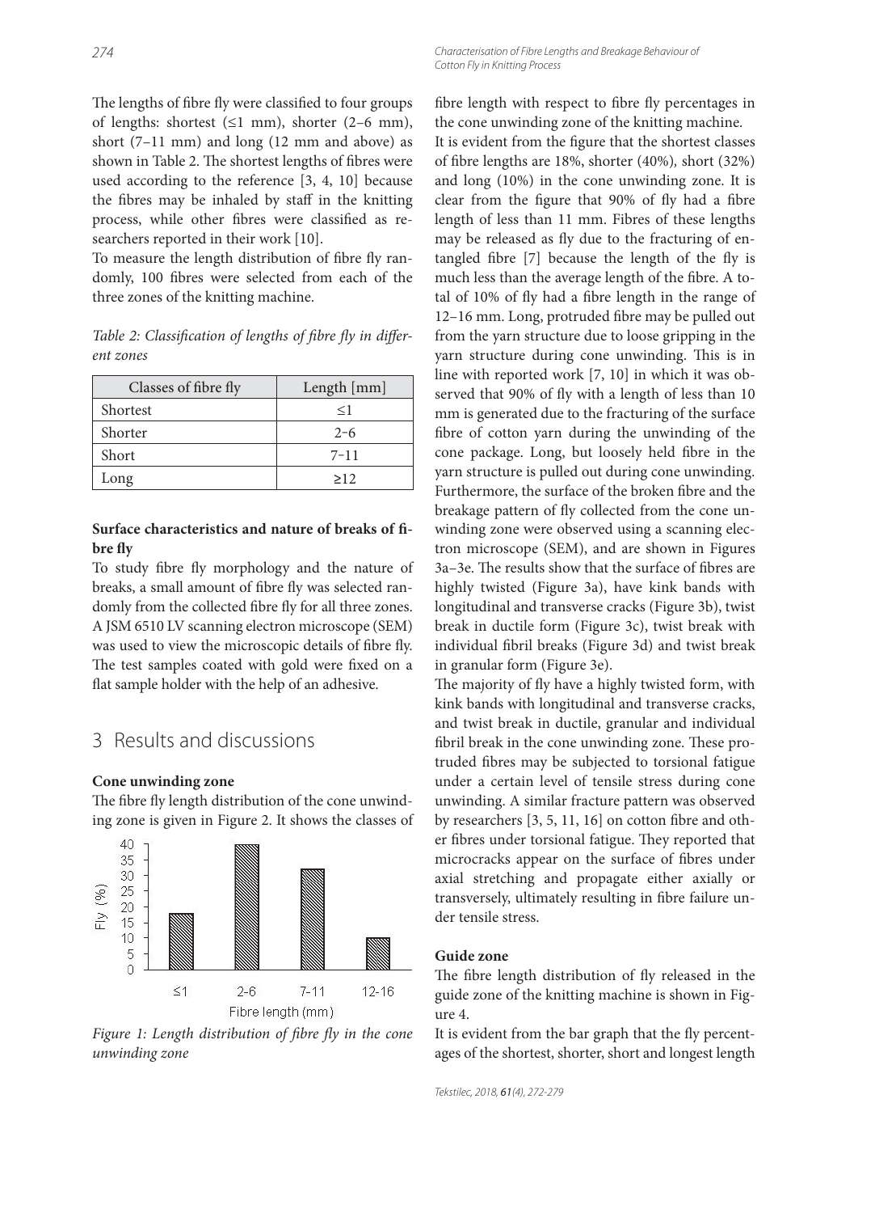The lengths of fibre fly were classified to four groups of lengths: shortest (≤1 mm), shorter (2–6 mm), short (7–11 mm) and long (12 mm and above) as shown in Table 2. The shortest lengths of fibres were used according to the reference [3, 4, 10] because the fibres may be inhaled by staff in the knitting process, while other fibres were classified as researchers reported in their work [10].

To measure the length distribution of fibre fly randomly, 100 fibres were selected from each of the three zones of the knitting machine.

*Table 2: Classification of lengths of fibre fly in different zones*

| Classes of fibre fly | Length [mm] |
|---|---|
| Shortest | ≤1 |
| Shorter | 2–6 |
| Short | 7–11 |
| Long | ≥12 |

**Surface characteristics and nature of breaks of fibre fly**

To study fibre fly morphology and the nature of breaks, a small amount of fibre fly was selected randomly from the collected fibre fly for all three zones. A JSM 6510 LV scanning electron microscope (SEM) was used to view the microscopic details of fibre fly. The test samples coated with gold were fixed on a flat sample holder with the help of an adhesive.

## 3 Results and discussions

**Cone unwinding zone**

The fibre fly length distribution of the cone unwinding zone is given in Figure 2. It shows the classes of fibre length with respect to fibre fly percentages in the cone unwinding zone of the knitting machine.

*Figure 1: Length distribution of fibre fly in the cone unwinding zone*

It is evident from the figure that the shortest classes of fibre lengths are 18%, shorter (40%), short (32%) and long (10%) in the cone unwinding zone. It is clear from the figure that 90% of fly had a fibre length of less than 11 mm. Fibres of these lengths may be released as fly due to the fracturing of entangled fibre [7] because the length of the fly is much less than the average length of the fibre. A total of 10% of fly had a fibre length in the range of 12–16 mm. Long, protruded fibre may be pulled out from the yarn structure due to loose gripping in the yarn structure during cone unwinding. This is in line with reported work [7, 10] in which it was observed that 90% of fly with a length of less than 10 mm is generated due to the fracturing of the surface fibre of cotton yarn during the unwinding of the cone package. Long, but loosely held fibre in the yarn structure is pulled out during cone unwinding. Furthermore, the surface of the broken fibre and the breakage pattern of fly collected from the cone unwinding zone were observed using a scanning electron microscope (SEM), and are shown in Figures 3a–3e. The results show that the surface of fibres are highly twisted (Figure 3a), have kink bands with longitudinal and transverse cracks (Figure 3b), twist break in ductile form (Figure 3c), twist break with individual fibril breaks (Figure 3d) and twist break in granular form (Figure 3e).

The majority of fly have a highly twisted form, with kink bands with longitudinal and transverse cracks, and twist break in ductile, granular and individual fibril break in the cone unwinding zone. These protruded fibres may be subjected to torsional fatigue under a certain level of tensile stress during cone unwinding. A similar fracture pattern was observed by researchers [3, 5, 11, 16] on cotton fibre and other fibres under torsional fatigue. They reported that microcracks appear on the surface of fibres under axial stretching and propagate either axially or transversely, ultimately resulting in fibre failure under tensile stress.

**Guide zone**

The fibre length distribution of fly released in the guide zone of the knitting machine is shown in Figure 4.

It is evident from the bar graph that the fly percentages of the shortest, shorter, short and longest length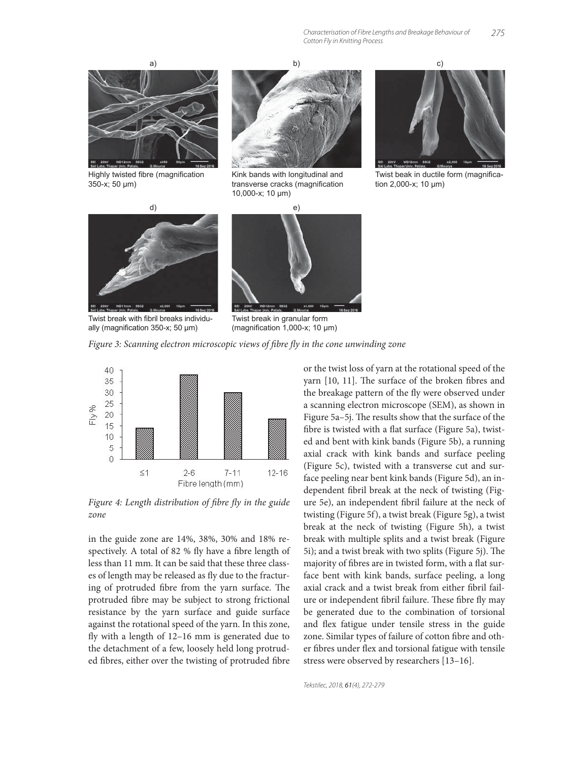a)

Highly twisted fibre (magnification 350-x; 50 μm)

b)

Kink bands with longitudinal and transverse cracks (magnification 10,000-x; 10 μm)

c)

Twist beak in ductile form (magnification 2,000-x; 10 μm)

d)

Twist break with fibril breaks individually (magnification 350-x; 50 μm)

e)

Twist break in granular form (magnification 1,000-x; 10 μm)

*Figure 3: Scanning electron microscopic views of fibre fly in the cone unwinding zone*

*Figure 4: Length distribution of fibre fly in the guide zone*

in the guide zone are 14%, 38%, 30% and 18% respectively. A total of 82 % fly have a fibre length of less than 11 mm. It can be said that these three classes of length may be released as fly due to the fracturing of protruded fibre from the yarn surface. The protruded fibre may be subject to strong frictional resistance by the yarn surface and guide surface against the rotational speed of the yarn. In this zone, fly with a length of 12–16 mm is generated due to the detachment of a few, loosely held long protruded fibres, either over the twisting of protruded fibre or the twist loss of yarn at the rotational speed of the yarn [10, 11]. The surface of the broken fibres and the breakage pattern of the fly were observed under a scanning electron microscope (SEM), as shown in Figure 5a–5j. The results show that the surface of the fibre is twisted with a flat surface (Figure 5a), twisted and bent with kink bands (Figure 5b), a running axial crack with kink bands and surface peeling (Figure 5c), twisted with a transverse cut and surface peeling near bent kink bands (Figure 5d), an independent fibril break at the neck of twisting (Figure 5e), an independent fibril failure at the neck of twisting (Figure 5f), a twist break (Figure 5g), a twist break at the neck of twisting (Figure 5h), a twist break with multiple splits and a twist break (Figure 5i); and a twist break with two splits (Figure 5j). The majority of fibres are in twisted form, with a flat surface bent with kink bands, surface peeling, a long axial crack and a twist break from either fibril failure or independent fibril failure. These fibre fly may be generated due to the combination of torsional and flex fatigue under tensile stress in the guide zone. Similar types of failure of cotton fibre and other fibres under flex and torsional fatigue with tensile stress were observed by researchers [13–16].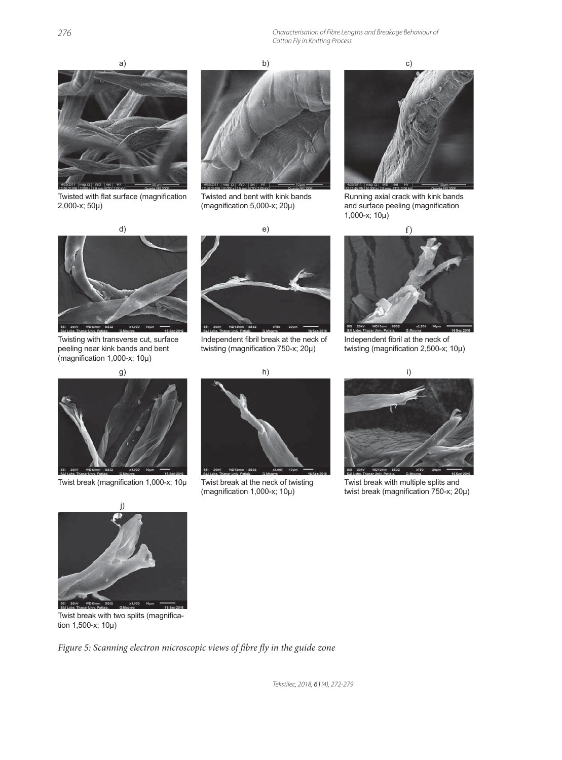a)

Twisted with flat surface (magnification 2,000-x; 50μ)

b)

Twisted and bent with kink bands (magnification 5,000-x; 20μ)

c)

Running axial crack with kink bands and surface peeling (magnification 1,000-x; 10μ)

d)

Twisting with transverse cut, surface peeling near kink bands and bent (magnification 1,000-x; 10μ)

e)

Independent fibril break at the neck of twisting (magnification 750-x; 20μ)

f)

Independent fibril at the neck of twisting (magnification 2,500-x; 10μ)

g)

Twist break (magnification 1,000-x; 10μ

h)

Twist break at the neck of twisting (magnification 1,000-x; 10μ)

i)

Twist break with multiple splits and twist break (magnification 750-x; 20μ)

j)

Twist break with two splits (magnification 1,500-x; 10μ)

*Figure 5: Scanning electron microscopic views of fibre fly in the guide zone*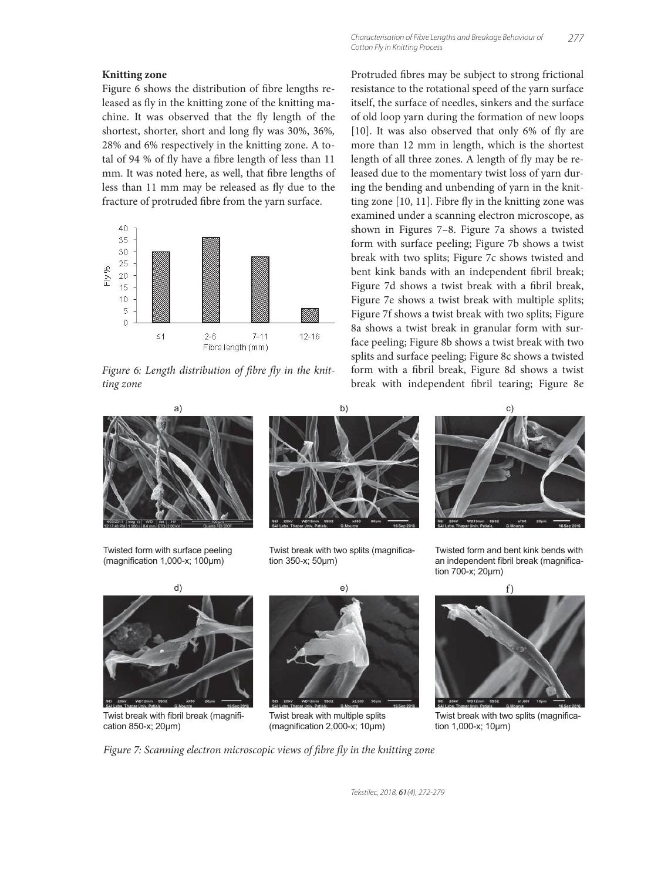### Knitting zone

Figure 6 shows the distribution of fibre lengths released as fly in the knitting zone of the knitting machine. It was observed that the fly length of the shortest, shorter, short and long fly was 30%, 36%, 28% and 6% respectively in the knitting zone. A total of 94 % of fly have a fibre length of less than 11 mm. It was noted here, as well, that fibre lengths of less than 11 mm may be released as fly due to the fracture of protruded fibre from the yarn surface.

*Figure 6: Length distribution of fibre fly in the knitting zone*

Protruded fibres may be subject to strong frictional resistance to the rotational speed of the yarn surface itself, the surface of needles, sinkers and the surface of old loop yarn during the formation of new loops [10]. It was also observed that only 6% of fly are more than 12 mm in length, which is the shortest length of all three zones. A length of fly may be released due to the momentary twist loss of yarn during the bending and unbending of yarn in the knitting zone [10, 11]. Fibre fly in the knitting zone was examined under a scanning electron microscope, as shown in Figures 7–8. Figure 7a shows a twisted form with surface peeling; Figure 7b shows a twist break with two splits; Figure 7c shows twisted and bent kink bands with an independent fibril break; Figure 7d shows a twist break with a fibril break, Figure 7e shows a twist break with multiple splits; Figure 7f shows a twist break with two splits; Figure 8a shows a twist break in granular form with surface peeling; Figure 8b shows a twist break with two splits and surface peeling; Figure 8c shows a twisted form with a fibril break, Figure 8d shows a twist break with independent fibril tearing; Figure 8e

a) Twisted form with surface peeling (magnification 1,000-x; 100μm)

b) Twist break with two splits (magnification 350-x; 50μm)

c) Twisted form and bent kink bends with an independent fibril break (magnification 700-x; 20μm)

d) Twist break with fibril break (magnification 850-x; 20μm)

e) Twist break with multiple splits (magnification 2,000-x; 10μm)

f) Twist break with two splits (magnification 1,000-x; 10μm)

*Figure 7: Scanning electron microscopic views of fibre fly in the knitting zone*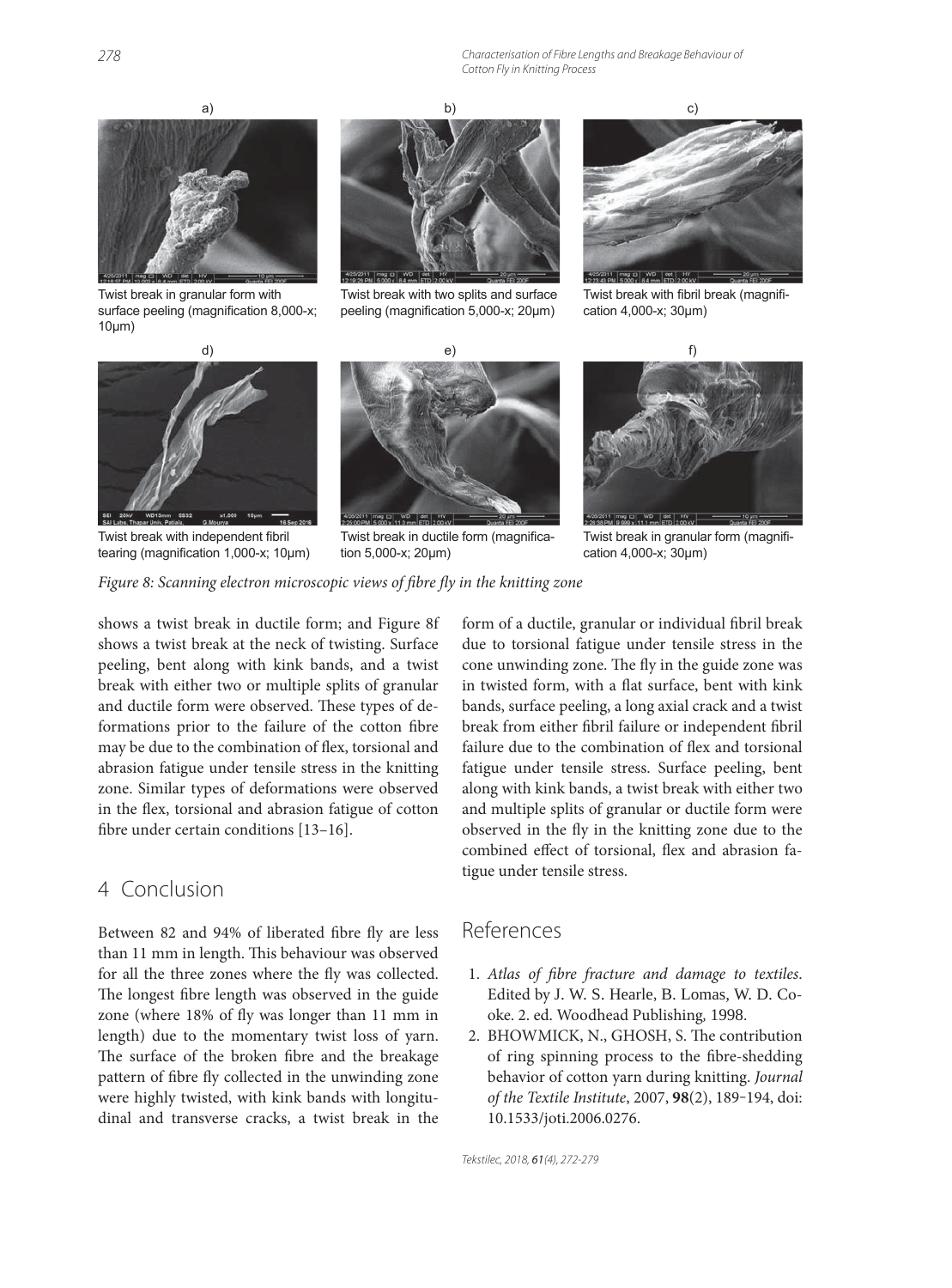a)

Twist break in granular form with surface peeling (magnification 8,000-x; 10μm)

b)

Twist break with two splits and surface peeling (magnification 5,000-x; 20μm)

c)

Twist break with fibril break (magnification 4,000-x; 30μm)

d)

Twist break with independent fibril tearing (magnification 1,000-x; 10μm)

e)

Twist break in ductile form (magnification 5,000-x; 20μm)

f)

Twist break in granular form (magnification 4,000-x; 30μm)

*Figure 8: Scanning electron microscopic views of fibre fly in the knitting zone*

shows a twist break in ductile form; and Figure 8f shows a twist break at the neck of twisting. Surface peeling, bent along with kink bands, and a twist break with either two or multiple splits of granular and ductile form were observed. These types of deformations prior to the failure of the cotton fibre may be due to the combination of flex, torsional and abrasion fatigue under tensile stress in the knitting zone. Similar types of deformations were observed in the flex, torsional and abrasion fatigue of cotton fibre under certain conditions [13–16].

## 4 Conclusion

Between 82 and 94% of liberated fibre fly are less than 11 mm in length. This behaviour was observed for all the three zones where the fly was collected. The longest fibre length was observed in the guide zone (where 18% of fly was longer than 11 mm in length) due to the momentary twist loss of yarn. The surface of the broken fibre and the breakage pattern of fibre fly collected in the unwinding zone were highly twisted, with kink bands with longitudinal and transverse cracks, a twist break in the form of a ductile, granular or individual fibril break due to torsional fatigue under tensile stress in the cone unwinding zone. The fly in the guide zone was in twisted form, with a flat surface, bent with kink bands, surface peeling, a long axial crack and a twist break from either fibril failure or independent fibril failure due to the combination of flex and torsional fatigue under tensile stress. Surface peeling, bent along with kink bands, a twist break with either two and multiple splits of granular or ductile form were observed in the fly in the knitting zone due to the combined effect of torsional, flex and abrasion fatigue under tensile stress.

## References

1. *Atlas of fibre fracture and damage to textiles.* Edited by J. W. S. Hearle, B. Lomas, W. D. Cooke. 2. ed. Woodhead Publishing, 1998.
2. BHOWMICK, N., GHOSH, S. The contribution of ring spinning process to the fibre-shedding behavior of cotton yarn during knitting. *Journal of the Textile Institute*, 2007, **98**(2), 189‑194, doi: 10.1533/joti.2006.0276.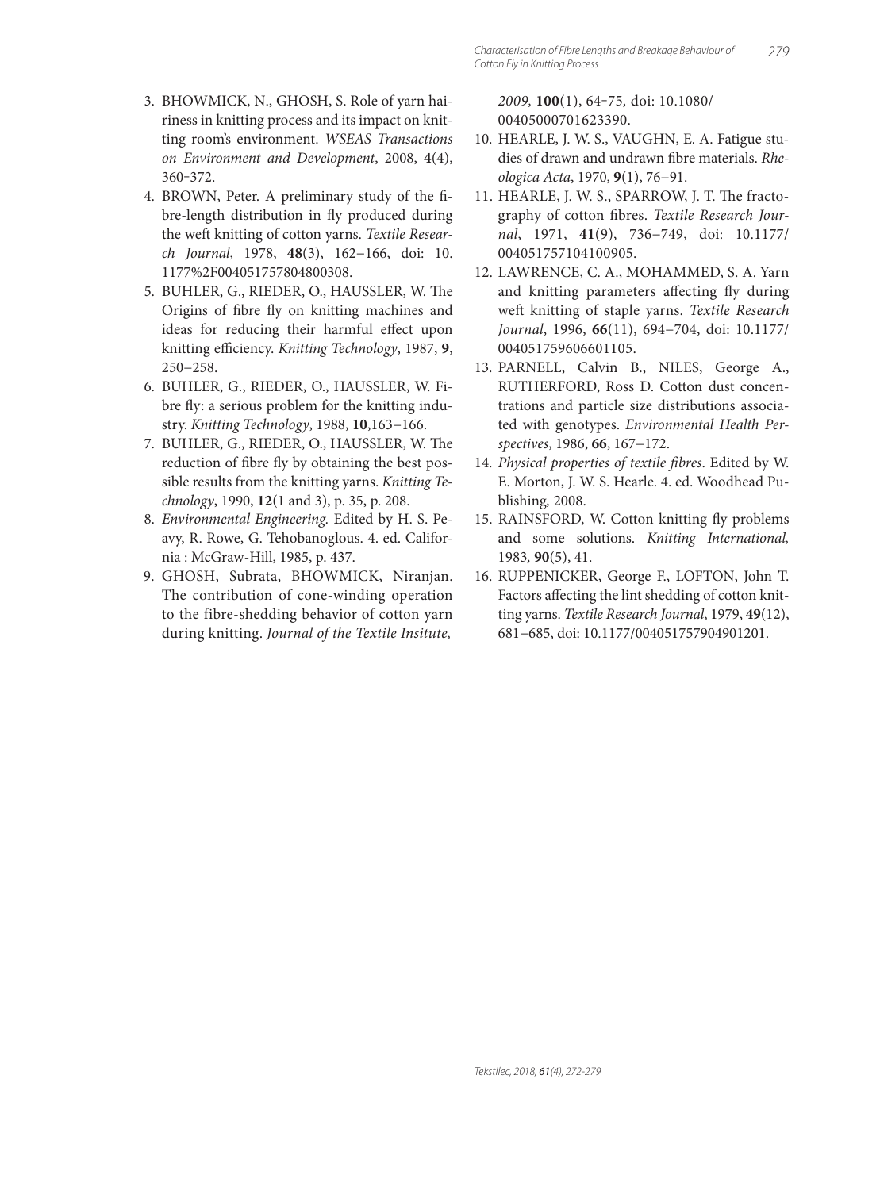3. BHOWMICK, N., GHOSH, S. Role of yarn hairiness in knitting process and its impact on knitting room's environment. *WSEAS Transactions on Environment and Development*, 2008, **4**(4), 360‑372.
4. BROWN, Peter. A preliminary study of the fibre-length distribution in fly produced during the weft knitting of cotton yarns. *Textile Research Journal*, 1978, **48**(3), 162−166, doi: 10. 1177%2F004051757804800308.
5. BUHLER, G., RIEDER, O., HAUSSLER, W. The Origins of fibre fly on knitting machines and ideas for reducing their harmful effect upon knitting efficiency. *Knitting Technology*, 1987, **9**, 250−258.
6. BUHLER, G., RIEDER, O., HAUSSLER, W. Fibre fly: a serious problem for the knitting industry. *Knitting Technology*, 1988, **10**,163−166.
7. BUHLER, G., RIEDER, O., HAUSSLER, W. The reduction of fibre fly by obtaining the best possible results from the knitting yarns. *Knitting Technology*, 1990, **12**(1 and 3), p. 35, p. 208.
8. *Environmental Engineering.* Edited by H. S. Peavy, R. Rowe, G. Tehobanoglous. 4. ed. California : McGraw-Hill, 1985, p. 437.
9. GHOSH, Subrata, BHOWMICK, Niranjan. The contribution of cone-winding operation to the fibre-shedding behavior of cotton yarn during knitting. *Journal of the Textile Insitute, 2009,* **100**(1), 64‑75*,* doi: 10.1080/ 00405000701623390.
10. HEARLE, J. W. S., VAUGHN, E. A. Fatigue studies of drawn and undrawn fibre materials. *Rheologica Acta*, 1970, **9**(1), 76−91.
11. HEARLE, J. W. S., SPARROW, J. T. The fractography of cotton fibres. *Textile Research Journal*, 1971, **41**(9), 736−749, doi: 10.1177/ 004051757104100905.
12. LAWRENCE, C. A., MOHAMMED, S. A. Yarn and knitting parameters affecting fly during weft knitting of staple yarns. *Textile Research Journal*, 1996, **66**(11), 694−704, doi: 10.1177/ 004051759606601105.
13. PARNELL, Calvin B., NILES, George A., RUTHERFORD, Ross D. Cotton dust concentrations and particle size distributions associated with genotypes. *Environmental Health Perspectives*, 1986, **66**, 167−172.
14. *Physical properties of textile fibres*. Edited by W. E. Morton, J. W. S. Hearle. 4. ed. Woodhead Publishing*,* 2008.
15. RAINSFORD, W. Cotton knitting fly problems and some solutions. *Knitting International,* 1983*,* **90**(5), 41.
16. RUPPENICKER, George F., LOFTON, John T. Factors affecting the lint shedding of cotton knitting yarns. *Textile Research Journal*, 1979, **49**(12), 681−685, doi: 10.1177/004051757904901201.